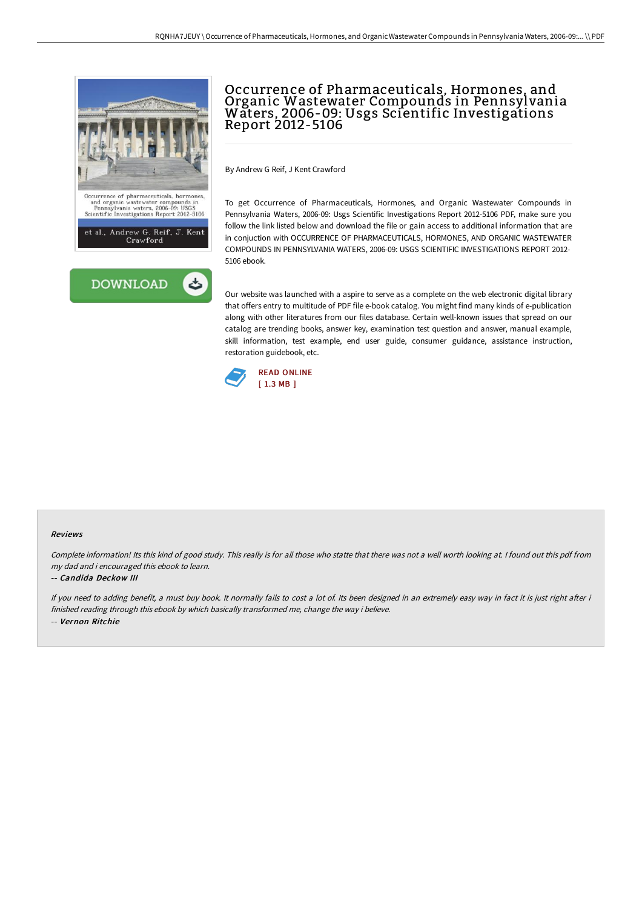# Occurrence of Pharmaceuticals, Hormones, and Organic Wastewater Compounds in Pennsylvania Waters, 2006-09: Usgs Scientific Investigations Report 2012-5106

By Andrew G Reif, J Kent Crawford

To get Occurrence of Pharmaceuticals, Hormones, and Organic Wastewater Compounds in Pennsylvania Waters, 2006-09: Usgs Scientific Investigations Report 2012-5106 PDF, make sure you follow the link listed below and download the file or gain access to additional information that are in conjuction with OCCURRENCE OF PHARMACEUTICALS, HORMONES, AND ORGANIC WASTEWATER COMPOUNDS IN PENNSYLVANIA WATERS, 2006-09: USGS SCIENTIFIC INVESTIGATIONS REPORT 2012-5106 ebook.

Our website was launched with a aspire to serve as a complete on the web electronic digital library that offers entry to multitude of PDF file e-book catalog. You might find many kinds of e-publication along with other literatures from our files database. Certain well-known issues that spread on our catalog are trending books, answer key, examination test question and answer, manual example, skill information, test example, end user guide, consumer guidance, assistance instruction, restoration guidebook, etc.

READ ONLINE
[ 1.3 MB ]

## Reviews

*Complete information! Its this kind of good study. This really is for all those who statte that there was not a well worth looking at. I found out this pdf from my dad and i encouraged this ebook to learn.*

-- ***Candida Deckow III***

*If you need to adding benefit, a must buy book. It normally fails to cost a lot of. Its been designed in an extremely easy way in fact it is just right after i finished reading through this ebook by which basically transformed me, change the way i believe.*

-- ***Vernon Ritchie***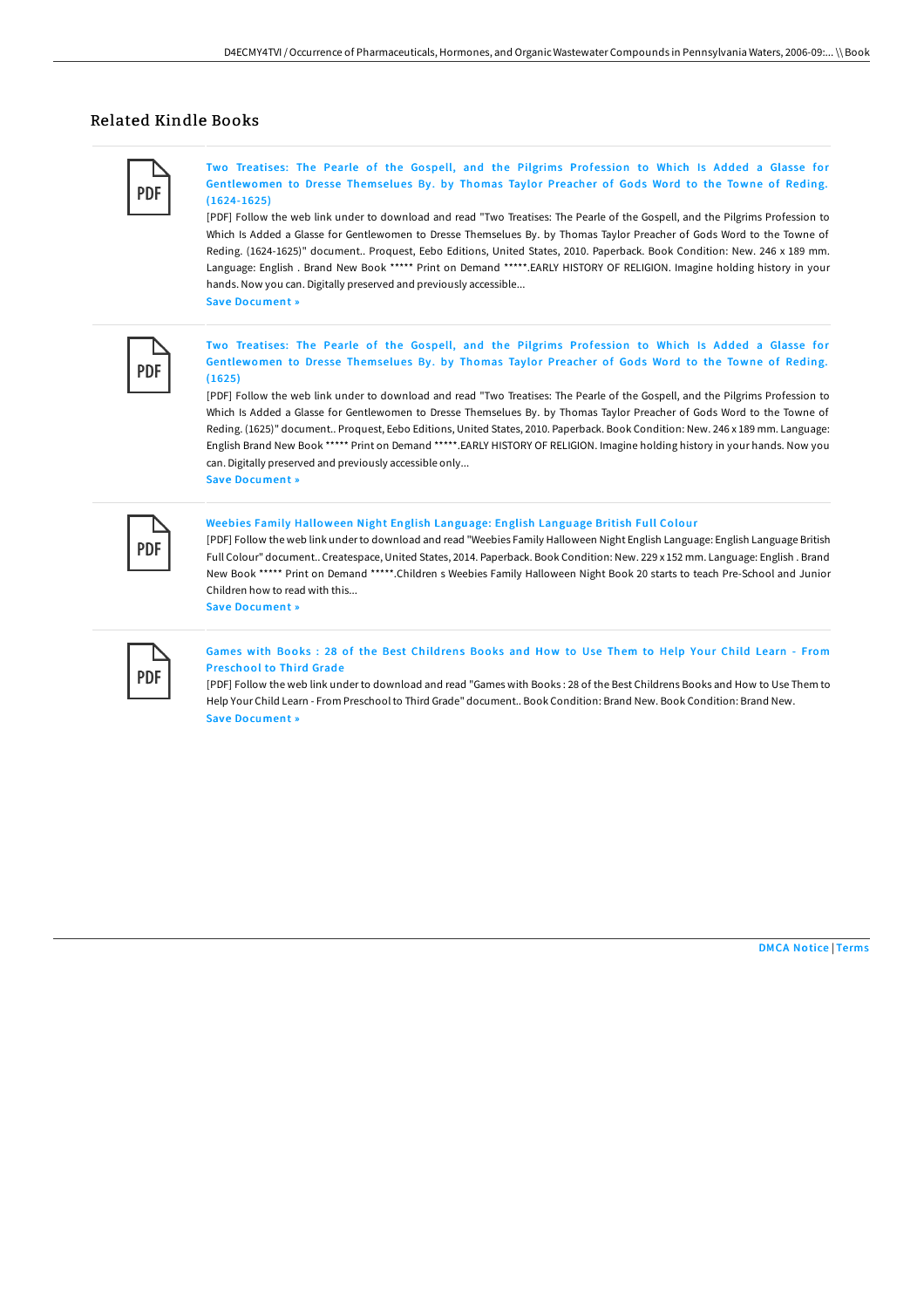## Related Kindle Books

PDF

**Two Treatises: The Pearle of the Gospell, and the Pilgrims Profession to Which Is Added a Glasse for Gentlewomen to Dresse Themselues By. by Thomas Taylor Preacher of Gods Word to the Towne of Reding. (1624-1625)**

[PDF] Follow the web link under to download and read "Two Treatises: The Pearle of the Gospell, and the Pilgrims Profession to Which Is Added a Glasse for Gentlewomen to Dresse Themselues By. by Thomas Taylor Preacher of Gods Word to the Towne of Reding. (1624-1625)" document.. Proquest, Eebo Editions, United States, 2010. Paperback. Book Condition: New. 246 x 189 mm. Language: English . Brand New Book ***** Print on Demand *****.EARLY HISTORY OF RELIGION. Imagine holding history in your hands. Now you can. Digitally preserved and previously accessible...

Save Document »

PDF

**Two Treatises: The Pearle of the Gospell, and the Pilgrims Profession to Which Is Added a Glasse for Gentlewomen to Dresse Themselues By. by Thomas Taylor Preacher of Gods Word to the Towne of Reding. (1625)**

[PDF] Follow the web link under to download and read "Two Treatises: The Pearle of the Gospell, and the Pilgrims Profession to Which Is Added a Glasse for Gentlewomen to Dresse Themselues By. by Thomas Taylor Preacher of Gods Word to the Towne of Reding. (1625)" document.. Proquest, Eebo Editions, United States, 2010. Paperback. Book Condition: New. 246 x 189 mm. Language: English Brand New Book ***** Print on Demand *****.EARLY HISTORY OF RELIGION. Imagine holding history in your hands. Now you can. Digitally preserved and previously accessible only...

Save Document »

PDF

**Weebies Family Halloween Night English Language: English Language British Full Colour**

[PDF] Follow the web link under to download and read "Weebies Family Halloween Night English Language: English Language British Full Colour" document.. Createspace, United States, 2014. Paperback. Book Condition: New. 229 x 152 mm. Language: English . Brand New Book ***** Print on Demand *****.Children s Weebies Family Halloween Night Book 20 starts to teach Pre-School and Junior Children how to read with this...

Save Document »

PDF

**Games with Books : 28 of the Best Childrens Books and How to Use Them to Help Your Child Learn - From Preschool to Third Grade**

[PDF] Follow the web link under to download and read "Games with Books : 28 of the Best Childrens Books and How to Use Them to Help Your Child Learn - From Preschool to Third Grade" document.. Book Condition: Brand New. Book Condition: Brand New.

Save Document »